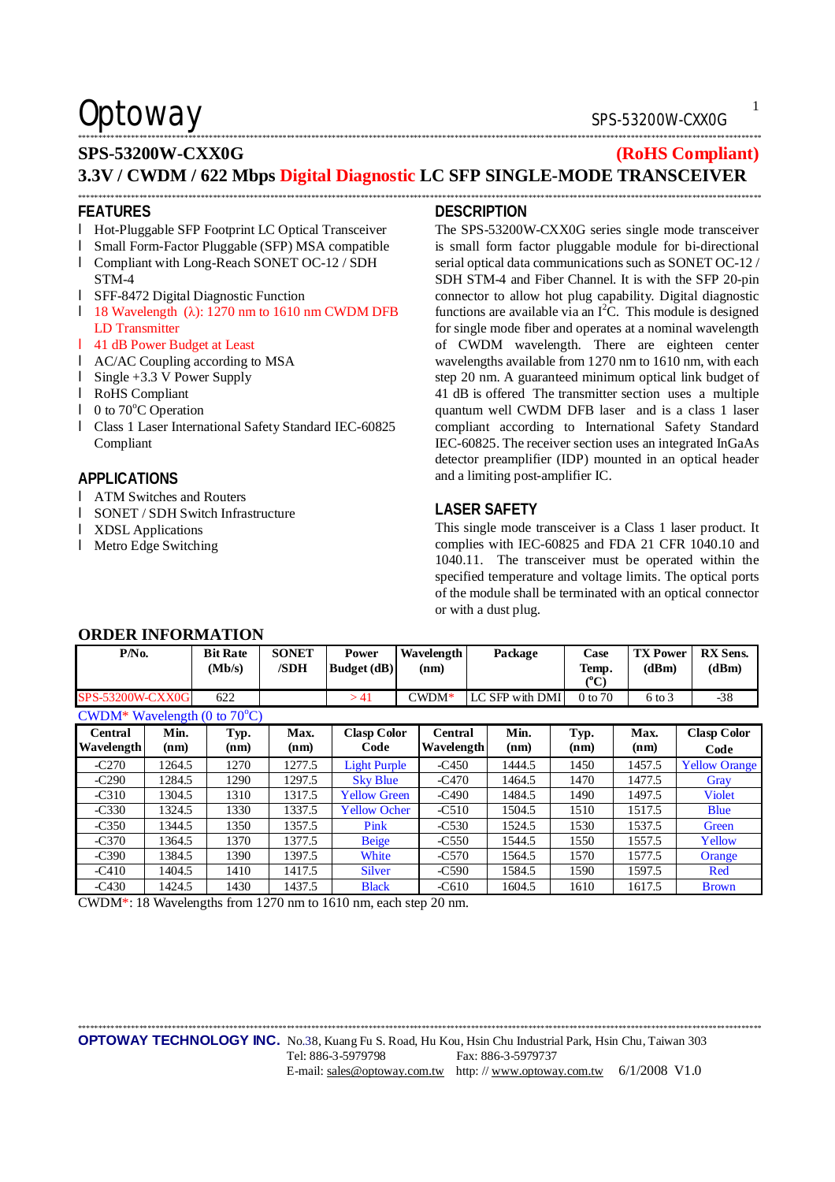# Optoway

## SPS-53200W-CXX0G (RoHS Compliant)

## 3.3V / CWDM / 622 Mbps Digital Diagnostic LC SFP SINGLE-MODE TRANSCEIVER

### FEATURES

- Hot-Pluggable SFP Footprint LC Optical Transceiver
- Small Form-Factor Pluggable (SFP) MSA compatible
- Compliant with Long-Reach SONET OC-12 / SDH STM-4
- SFF-8472 Digital Diagnostic Function
- 18 Wavelength (λ): 1270 nm to 1610 nm CWDM DFB LD Transmitter
- 41 dB Power Budget at Least
- AC/AC Coupling according to MSA
- Single +3.3 V Power Supply
- RoHS Compliant
- 0 to 70°C Operation
- Class 1 Laser International Safety Standard IEC-60825 Compliant

### APPLICATIONS

- ATM Switches and Routers
- SONET / SDH Switch Infrastructure
- XDSL Applications
- Metro Edge Switching

### DESCRIPTION

The SPS-53200W-CXX0G series single mode transceiver is small form factor pluggable module for bi-directional serial optical data communications such as SONET OC-12 / SDH STM-4 and Fiber Channel. It is with the SFP 20-pin connector to allow hot plug capability. Digital diagnostic functions are available via an I$^2$C. This module is designed for single mode fiber and operates at a nominal wavelength of CWDM wavelength. There are eighteen center wavelengths available from 1270 nm to 1610 nm, with each step 20 nm. A guaranteed minimum optical link budget of 41 dB is offered The transmitter section uses a multiple quantum well CWDM DFB laser and is a class 1 laser compliant according to International Safety Standard IEC-60825. The receiver section uses an integrated InGaAs detector preamplifier (IDP) mounted in an optical header and a limiting post-amplifier IC.

### LASER SAFETY

This single mode transceiver is a Class 1 laser product. It complies with IEC-60825 and FDA 21 CFR 1040.10 and 1040.11. The transceiver must be operated within the specified temperature and voltage limits. The optical ports of the module shall be terminated with an optical connector or with a dust plug.

### ORDER INFORMATION

| P/No. | Bit Rate (Mb/s) | SONET /SDH | Power Budget (dB) | Wavelength (nm) | Package | Case Temp. (°C) | TX Power (dBm) | RX Sens. (dBm) |
|---|---|---|---|---|---|---|---|---|
| SPS-53200W-CXX0G | 622 | | > 41 | CWDM* | LC SFP with DMI | 0 to 70 | 6 to 3 | -38 |

CWDM* Wavelength (0 to 70°C)

| Central Wavelength | Min. (nm) | Typ. (nm) | Max. (nm) | Clasp Color Code | Central Wavelength | Min. (nm) | Typ. (nm) | Max. (nm) | Clasp Color Code |
|---|---|---|---|---|---|---|---|---|---|
| -C270 | 1264.5 | 1270 | 1277.5 | Light Purple | -C450 | 1444.5 | 1450 | 1457.5 | Yellow Orange |
| -C290 | 1284.5 | 1290 | 1297.5 | Sky Blue | -C470 | 1464.5 | 1470 | 1477.5 | Gray |
| -C310 | 1304.5 | 1310 | 1317.5 | Yellow Green | -C490 | 1484.5 | 1490 | 1497.5 | Violet |
| -C330 | 1324.5 | 1330 | 1337.5 | Yellow Ocher | -C510 | 1504.5 | 1510 | 1517.5 | Blue |
| -C350 | 1344.5 | 1350 | 1357.5 | Pink | -C530 | 1524.5 | 1530 | 1537.5 | Green |
| -C370 | 1364.5 | 1370 | 1377.5 | Beige | -C550 | 1544.5 | 1550 | 1557.5 | Yellow |
| -C390 | 1384.5 | 1390 | 1397.5 | White | -C570 | 1564.5 | 1570 | 1577.5 | Orange |
| -C410 | 1404.5 | 1410 | 1417.5 | Silver | -C590 | 1584.5 | 1590 | 1597.5 | Red |
| -C430 | 1424.5 | 1430 | 1437.5 | Black | -C610 | 1604.5 | 1610 | 1617.5 | Brown |

CWDM*: 18 Wavelengths from 1270 nm to 1610 nm, each step 20 nm.

**OPTOWAY TECHNOLOGY INC.** No.38, Kuang Fu S. Road, Hu Kou, Hsin Chu Industrial Park, Hsin Chu, Taiwan 303
Tel: 886-3-5979798 Fax: 886-3-5979737
E-mail: sales@optoway.com.tw http: // www.optoway.com.tw 6/1/2008 V1.0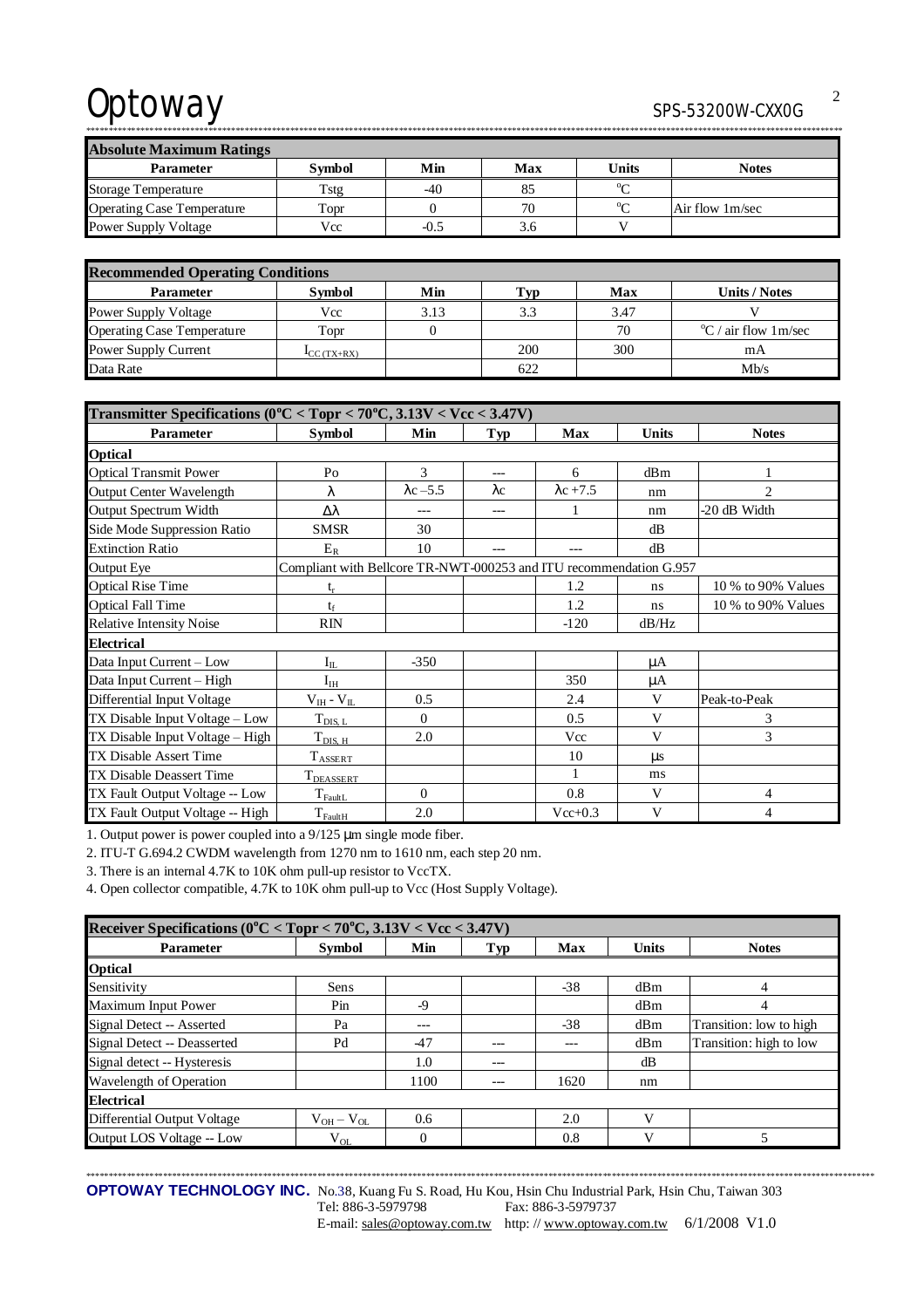| Absolute Maximum Ratings | | | | | |
|---|---|---|---|---|---|
| **Parameter** | **Symbol** | **Min** | **Max** | **Units** | **Notes** |
| Storage Temperature | Tstg | -40 | 85 | °C | |
| Operating Case Temperature | Topr | 0 | 70 | °C | Air flow 1m/sec |
| Power Supply Voltage | Vcc | -0.5 | 3.6 | V | |

| Recommended Operating Conditions | | | | | |
|---|---|---|---|---|---|
| **Parameter** | **Symbol** | **Min** | **Typ** | **Max** | **Units / Notes** |
| Power Supply Voltage | Vcc | 3.13 | 3.3 | 3.47 | V |
| Operating Case Temperature | Topr | 0 | | 70 | °C / air flow 1m/sec |
| Power Supply Current | $I_{CC\ (TX+RX)}$ | | 200 | 300 | mA |
| Data Rate | | | 622 | | Mb/s |

| Transmitter Specifications (0°C < Topr < 70°C, 3.13V < Vcc < 3.47V) | | | | | | |
|---|---|---|---|---|---|---|
| **Parameter** | **Symbol** | **Min** | **Typ** | **Max** | **Units** | **Notes** |
| **Optical** | | | | | | |
| Optical Transmit Power | Po | 3 | --- | 6 | dBm | 1 |
| Output Center Wavelength | $\lambda$ | $\lambda c-5.5$ | $\lambda c$ | $\lambda c+7.5$ | nm | 2 |
| Output Spectrum Width | $\Delta\lambda$ | --- | --- | 1 | nm | -20 dB Width |
| Side Mode Suppression Ratio | SMSR | 30 | | | dB | |
| Extinction Ratio | $E_R$ | 10 | --- | --- | dB | |
| Output Eye | Compliant with Bellcore TR-NWT-000253 and ITU recommendation G.957 | | | | | |
| Optical Rise Time | $t_r$ | | | 1.2 | ns | 10 % to 90% Values |
| Optical Fall Time | $t_f$ | | | 1.2 | ns | 10 % to 90% Values |
| Relative Intensity Noise | RIN | | | -120 | dB/Hz | |
| **Electrical** | | | | | | |
| Data Input Current – Low | $I_{IL}$ | -350 | | | μA | |
| Data Input Current – High | $I_{IH}$ | | | 350 | μA | |
| Differential Input Voltage | $V_{IH} - V_{IL}$ | 0.5 | | 2.4 | V | Peak-to-Peak |
| TX Disable Input Voltage – Low | $T_{DIS,\ L}$ | 0 | | 0.5 | V | 3 |
| TX Disable Input Voltage – High | $T_{DIS,\ H}$ | 2.0 | | Vcc | V | 3 |
| TX Disable Assert Time | $T_{ASSERT}$ | | | 10 | μs | |
| TX Disable Deassert Time | $T_{DEASSERT}$ | | | 1 | ms | |
| TX Fault Output Voltage -- Low | $T_{FaultL}$ | 0 | | 0.8 | V | 4 |
| TX Fault Output Voltage -- High | $T_{FaultH}$ | 2.0 | | Vcc+0.3 | V | 4 |

1. Output power is power coupled into a 9/125 μm single mode fiber.
2. ITU-T G.694.2 CWDM wavelength from 1270 nm to 1610 nm, each step 20 nm.
3. There is an internal 4.7K to 10K ohm pull-up resistor to VccTX.
4. Open collector compatible, 4.7K to 10K ohm pull-up to Vcc (Host Supply Voltage).

| Receiver Specifications (0°C < Topr < 70°C, 3.13V < Vcc < 3.47V) | | | | | | |
|---|---|---|---|---|---|---|
| **Parameter** | **Symbol** | **Min** | **Typ** | **Max** | **Units** | **Notes** |
| **Optical** | | | | | | |
| Sensitivity | Sens | | | -38 | dBm | 4 |
| Maximum Input Power | Pin | -9 | | | dBm | 4 |
| Signal Detect -- Asserted | Pa | --- | | -38 | dBm | Transition: low to high |
| Signal Detect -- Deasserted | Pd | -47 | --- | --- | dBm | Transition: high to low |
| Signal detect -- Hysteresis | | 1.0 | --- | | dB | |
| Wavelength of Operation | | 1100 | --- | 1620 | nm | |
| **Electrical** | | | | | | |
| Differential Output Voltage | $V_{OH} - V_{OL}$ | 0.6 | | 2.0 | V | |
| Output LOS Voltage -- Low | $V_{OL}$ | 0 | | 0.8 | V | 5 |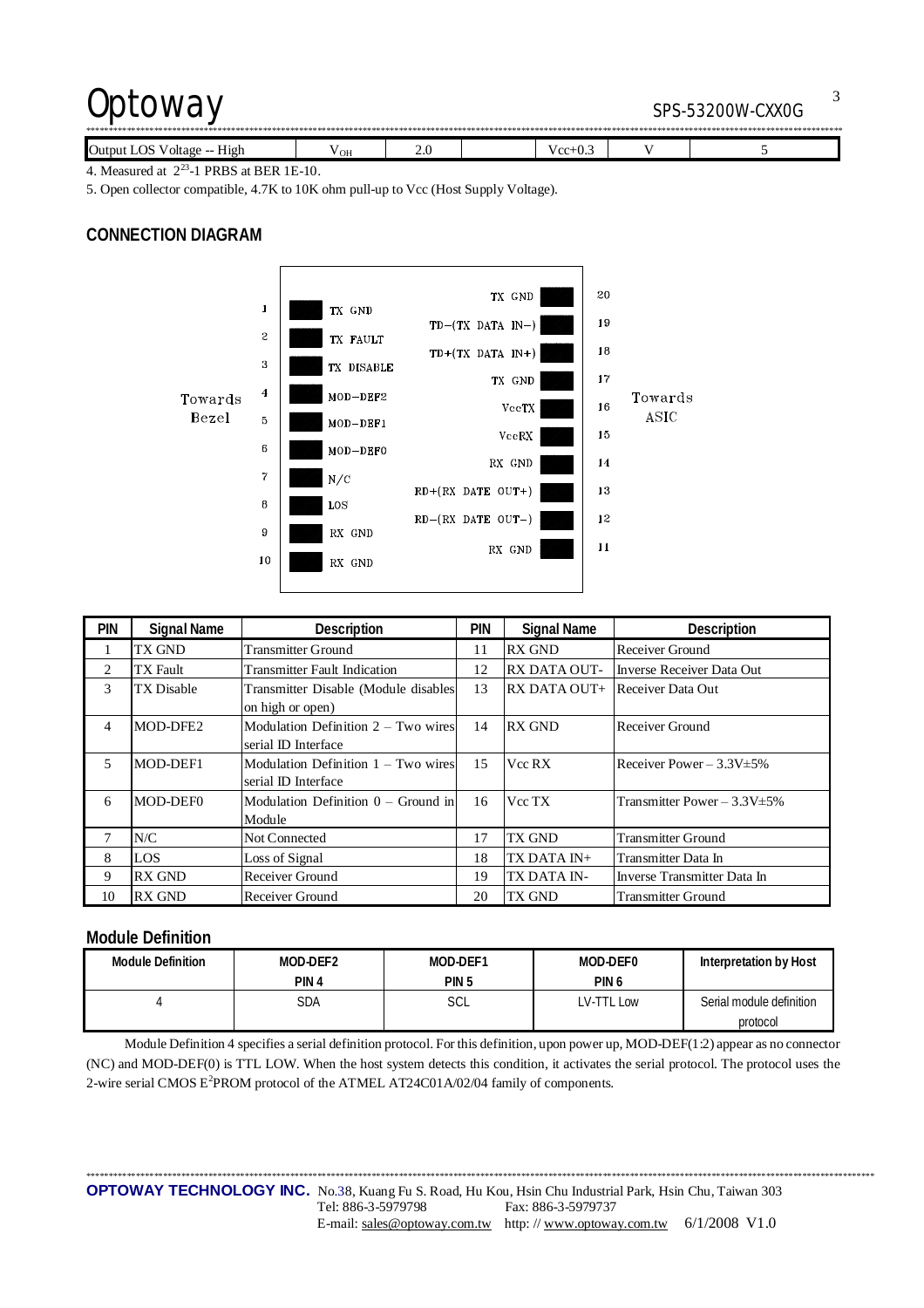| Output LOS Voltage -- High | $V_{OH}$ | 2.0 | | Vcc+0.3 | V | 5 |
|---|---|---|---|---|---|---|

4. Measured at $2^{23}$-1 PRBS at BER 1E-10.

5. Open collector compatible, 4.7K to 10K ohm pull-up to Vcc (Host Supply Voltage).

## CONNECTION DIAGRAM

Towards Bezel

| Pin | Signal | | Signal | Pin |
|---|---|---|---|---|
| 1 | TX GND | | TX GND | 20 |
| 2 | TX FAULT | | TD-(TX DATA IN-) | 19 |
| 3 | TX DISABLE | | TD+(TX DATA IN+) | 18 |
| 4 | MOD-DEF2 | | TX GND | 17 |
| 5 | MOD-DEF1 | | VccTX | 16 |
| 6 | MOD-DEF0 | | VccRX | 15 |
| 7 | N/C | | RX GND | 14 |
| 8 | LOS | | RD+(RX DATE OUT+) | 13 |
| 9 | RX GND | | RD-(RX DATE OUT-) | 12 |
| 10 | RX GND | | RX GND | 11 |

Towards ASIC

| PIN | Signal Name | Description | PIN | Signal Name | Description |
|---|---|---|---|---|---|
| 1 | TX GND | Transmitter Ground | 11 | RX GND | Receiver Ground |
| 2 | TX Fault | Transmitter Fault Indication | 12 | RX DATA OUT- | Inverse Receiver Data Out |
| 3 | TX Disable | Transmitter Disable (Module disables on high or open) | 13 | RX DATA OUT+ | Receiver Data Out |
| 4 | MOD-DFE2 | Modulation Definition 2 – Two wires serial ID Interface | 14 | RX GND | Receiver Ground |
| 5 | MOD-DEF1 | Modulation Definition 1 – Two wires serial ID Interface | 15 | Vcc RX | Receiver Power – 3.3V±5% |
| 6 | MOD-DEF0 | Modulation Definition 0 – Ground in Module | 16 | Vcc TX | Transmitter Power – 3.3V±5% |
| 7 | N/C | Not Connected | 17 | TX GND | Transmitter Ground |
| 8 | LOS | Loss of Signal | 18 | TX DATA IN+ | Transmitter Data In |
| 9 | RX GND | Receiver Ground | 19 | TX DATA IN- | Inverse Transmitter Data In |
| 10 | RX GND | Receiver Ground | 20 | TX GND | Transmitter Ground |

## Module Definition

| Module Definition | MOD-DEF2 PIN 4 | MOD-DEF1 PIN 5 | MOD-DEF0 PIN 6 | Interpretation by Host |
|---|---|---|---|---|
| 4 | SDA | SCL | LV-TTL Low | Serial module definition protocol |

Module Definition 4 specifies a serial definition protocol. For this definition, upon power up, MOD-DEF(1:2) appear as no connector (NC) and MOD-DEF(0) is TTL LOW. When the host system detects this condition, it activates the serial protocol. The protocol uses the 2-wire serial CMOS $E^2$PROM protocol of the ATMEL AT24C01A/02/04 family of components.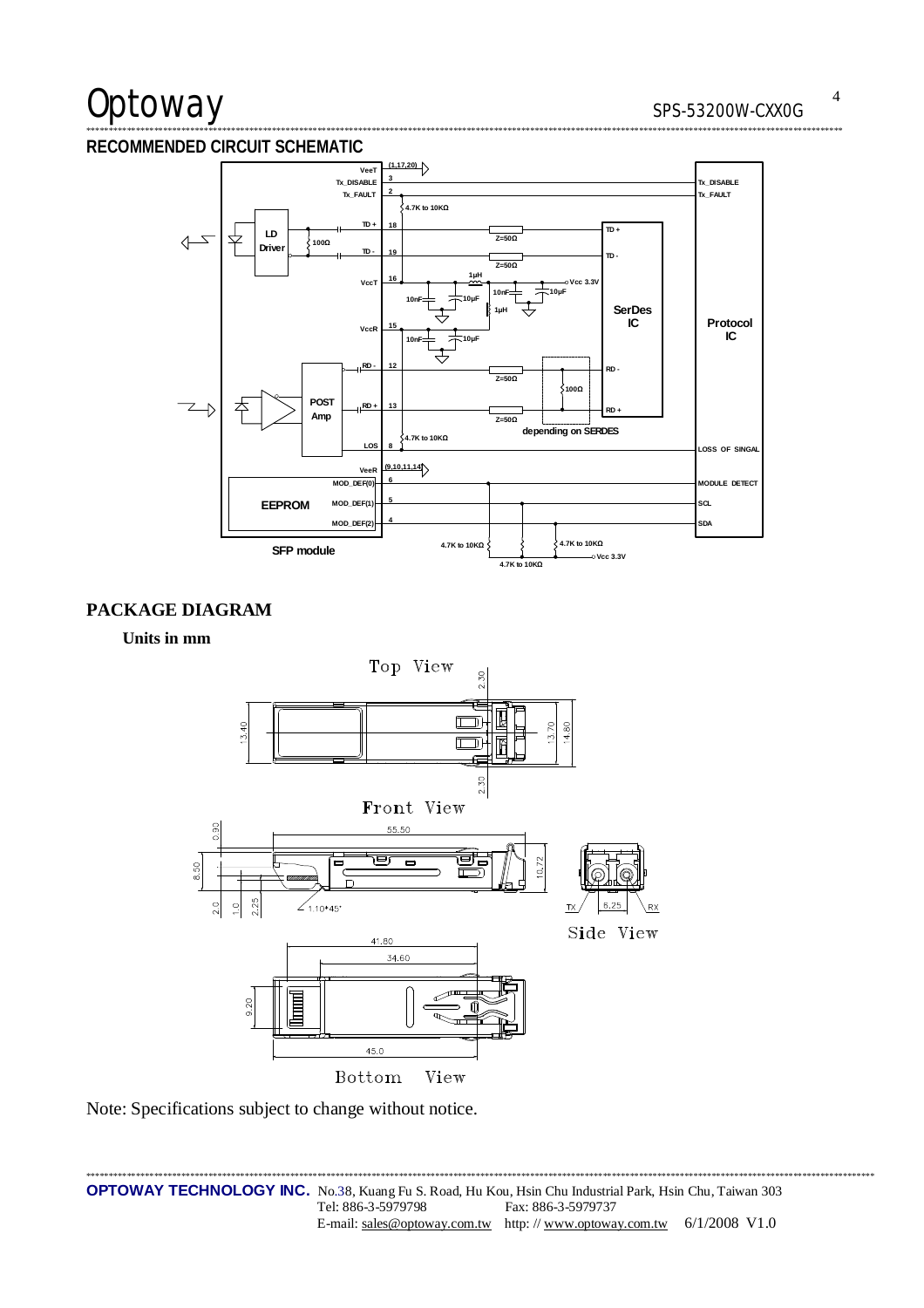## RECOMMENDED CIRCUIT SCHEMATIC

## PACKAGE DIAGRAM

**Units in mm**

Note: Specifications subject to change without notice.

**OPTOWAY TECHNOLOGY INC.** No.38, Kuang Fu S. Road, Hu Kou, Hsin Chu Industrial Park, Hsin Chu, Taiwan 303
Tel: 886-3-5979798 Fax: 886-3-5979737
E-mail: sales@optoway.com.tw http: // www.optoway.com.tw 6/1/2008 V1.0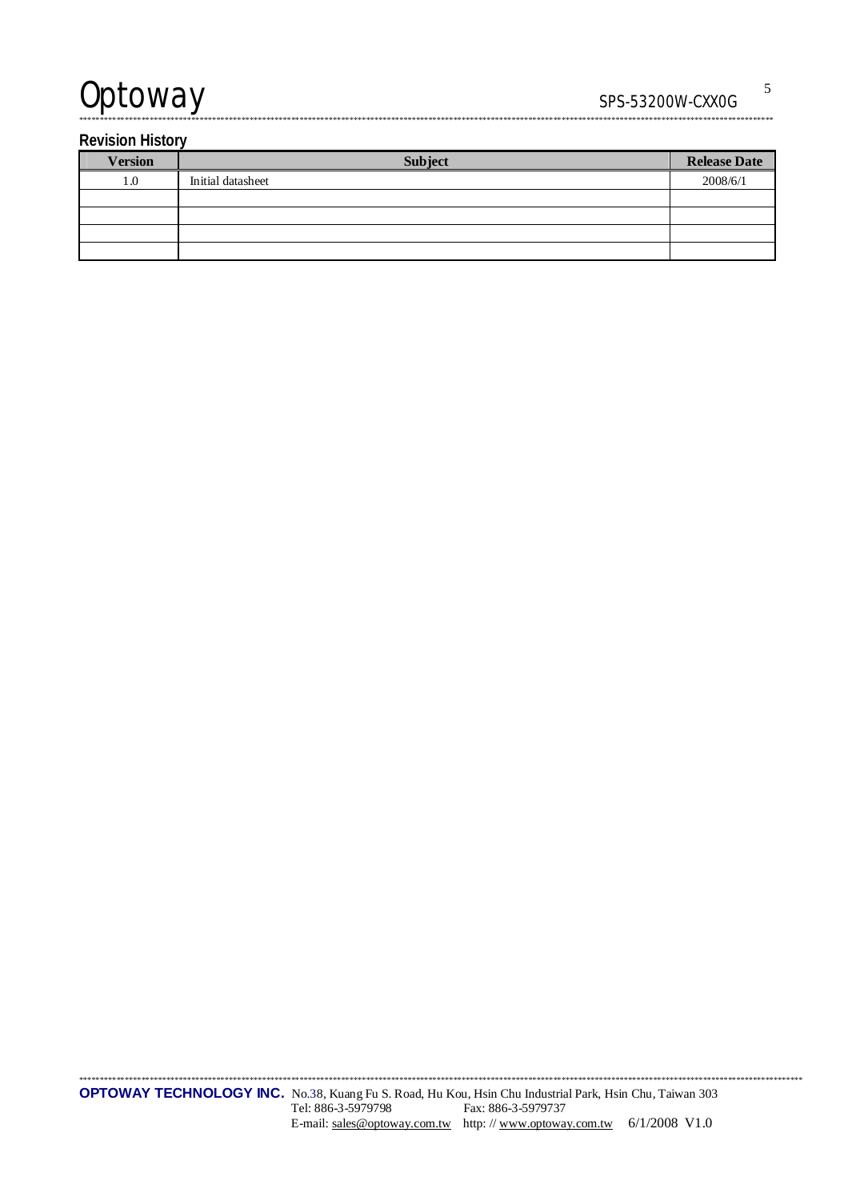## Revision History

| Version | Subject | Release Date |
|---|---|---|
| 1.0 | Initial datasheet | 2008/6/1 |
| | | |
| | | |
| | | |
| | | |

**OPTOWAY TECHNOLOGY INC.** No.38, Kuang Fu S. Road, Hu Kou, Hsin Chu Industrial Park, Hsin Chu, Taiwan 303
Tel: 886-3-5979798 Fax: 886-3-5979737
E-mail: sales@optoway.com.tw http: // www.optoway.com.tw 6/1/2008 V1.0